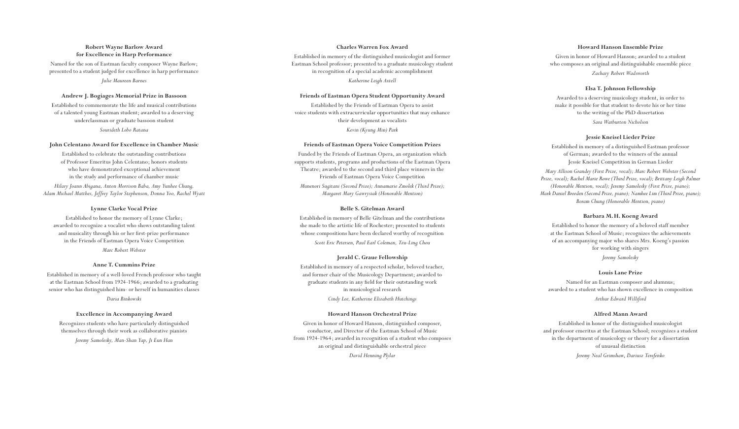### Robert Wayne Barlow Award for Excellence in Harp Performance

Named for the son of Eastman faculty composer Wayne Barlow; presented to a student judged for excellence in harp performance

*Julie Maureen Barnes*

### Andrew J. Bogiages Memorial Prize in Bassoon

Established to commemorate the life and musical contributions of a talented young Eastman student; awarded to a deserving underclassman or graduate bassoon student

*Sourideth Lobo Ratana*

### John Celentano Award for Excellence in Chamber Music

Established to celebrate the outstanding contributions of Professor Emeritus John Celentano; honors students who have demonstrated exceptional achievement in the study and performance of chamber music

*Hilary Joann Abigana, Anton Morrison Baba, Amy Yunhee Chung, Adam Michael Matthes, Jeffrey Taylor Stephenson, Donna Yoo, Rachel Wyatt*

### Lynne Clarke Vocal Prize

Established to honor the memory of Lynne Clarke; awarded to recognize a vocalist who shows outstanding talent and musicality through his or her first-prize performance in the Friends of Eastman Opera Voice Competition

*Marc Robert Webster*

### Anne T. Cummins Prize

Established in memory of a well-loved French professor who taught at the Eastman School from 1924-1966; awarded to a graduating senior who has distinguished him- or herself in humanities classes

*Daria Binkowski*

### Excellence in Accompanying Award

Recognizes students who have particularly distinguished themselves through their work as collaborative pianists

*Jeremy Samolesky, Man-Shan Yap, Ji Eun Han*

### Charles Warren Fox Award

Established in memory of the distinguished musicologist and former Eastman School professor; presented to a graduate musicology student in recognition of a special academic accomplishment

*Katherine Leigh Axtell*

### Friends of Eastman Opera Student Opportunity Award

Established by the Friends of Eastman Opera to assist voice students with extracurricular opportunities that may enhance their development as vocalists

*Kevin (Kyung Min) Park*

### Friends of Eastman Opera Voice Competition Prizes

Funded by the Friends of Eastman Opera, an organization which supports students, programs and productions of the Eastman Opera Theatre; awarded to the second and third place winners in the Friends of Eastman Opera Voice Competition

*Munenori Sugitani (Second Prize); Annamarie Zmolek (Third Prize); Margaret Mary Gawrysiak (Honorable Mention)*

### Belle S. Gitelman Award

Established in memory of Belle Gitelman and the contributions she made to the artistic life of Rochester; presented to students whose compositions have been declared worthy of recognition

*Scott Eric Petersen, Paul Earl Coleman, Tzu-Ling Chou*

### Jerald C. Graue Fellowship

Established in memory of a respected scholar, beloved teacher, and former chair of the Musicology Department; awarded to graduate students in any field for their outstanding work in musicological research

*Cindy Lee, Katherine Elizabeth Hutchings*

### Howard Hanson Orchestral Prize

Given in honor of Howard Hanson, distinguished composer, conductor, and Director of the Eastman School of Music from 1924-1964; awarded in recognition of a student who composes an original and distinguishable orchestral piece

*David Henning Plylar*

### Howard Hanson Ensemble Prize

Given in honor of Howard Hanson; awarded to a student who composes an original and distinguishable ensemble piece

*Zachary Robert Wadsworth*

### Elsa T. Johnson Fellowship

Awarded to a deserving musicology student, in order to make it possible for that student to devote his or her time to the writing of the PhD dissertation

*Sara Warburton Nicholson*

### Jessie Kneisel Lieder Prize

Established in memory of a distinguished Eastman professor of German; awarded to the winners of the annual Jessie Kneisel Competition in German Lieder

*Mary Allison Grandey (First Prize, vocal); Marc Robert Webster (Second Prize, vocal); Rachel Marie Rowe (Third Prize, vocal); Brittany Leigh Palmer (Honorable Mention, vocal); Jeremy Samolesky (First Prize, piano); Mark Daniel Breeden (Second Prize, piano); Namhee Lim (Third Prize, piano); Boram Chung (Honorable Mention, piano)*

### Barbara M. H. Koeng Award

Established to honor the memory of a beloved staff member at the Eastman School of Music; recognizes the achievements of an accompanying major who shares Mrs. Koeng's passion for working with singers

*Jeremy Samolesky*

### Louis Lane Prize

Named for an Eastman composer and alumnus; awarded to a student who has shown excellence in composition

*Arthur Edward Williford*

### Alfred Mann Award

Established in honor of the distinguished musicologist and professor emeritus at the Eastman School; recognizes a student in the department of musicology or theory for a dissertation of unusual distinction

*Jeremy Neal Grimshaw, Dariusz Terefenko*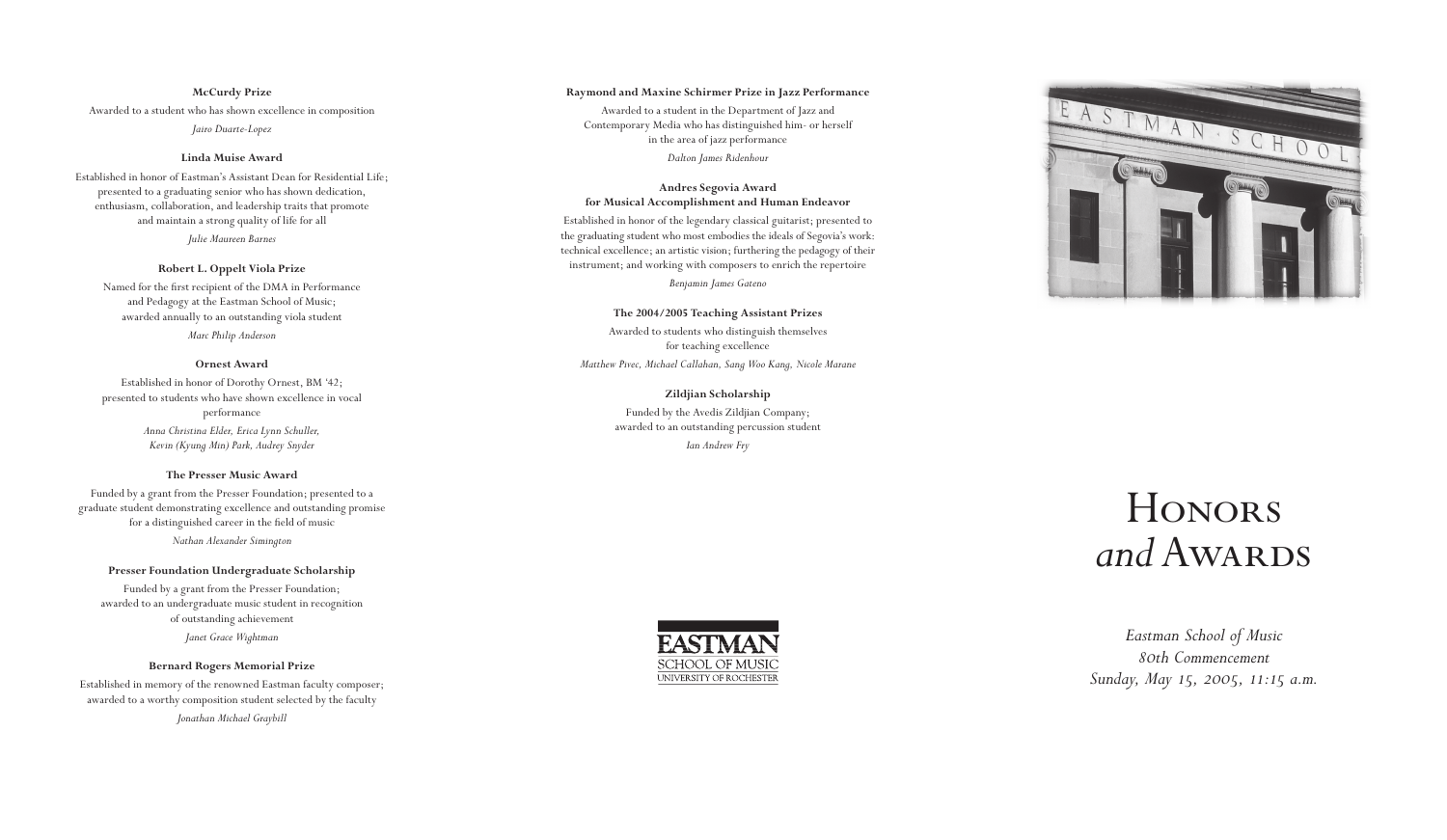**McCurdy Prize**

Awarded to a student who has shown excellence in composition

*Jairo Duarte-Lopez*

**Linda Muise Award**

Established in honor of Eastman's Assistant Dean for Residential Life; presented to a graduating senior who has shown dedication, enthusiasm, collaboration, and leadership traits that promote and maintain a strong quality of life for all

*Julie Maureen Barnes*

**Robert L. Oppelt Viola Prize**

Named for the first recipient of the DMA in Performance and Pedagogy at the Eastman School of Music; awarded annually to an outstanding viola student

*Marc Philip Anderson*

**Ornest Award**

Established in honor of Dorothy Ornest, BM '42; presented to students who have shown excellence in vocal performance

*Anna Christina Elder, Erica Lynn Schuller, Kevin (Kyung Min) Park, Audrey Snyder*

**The Presser Music Award**

Funded by a grant from the Presser Foundation; presented to a graduate student demonstrating excellence and outstanding promise for a distinguished career in the field of music

*Nathan Alexander Simington*

**Presser Foundation Undergraduate Scholarship**

Funded by a grant from the Presser Foundation; awarded to an undergraduate music student in recognition of outstanding achievement

*Janet Grace Wightman*

**Bernard Rogers Memorial Prize**

Established in memory of the renowned Eastman faculty composer; awarded to a worthy composition student selected by the faculty

*Jonathan Michael Graybill*

**Raymond and Maxine Schirmer Prize in Jazz Performance**

Awarded to a student in the Department of Jazz and Contemporary Media who has distinguished him- or herself in the area of jazz performance

*Dalton James Ridenhour*

**Andres Segovia Award for Musical Accomplishment and Human Endeavor**

Established in honor of the legendary classical guitarist; presented to the graduating student who most embodies the ideals of Segovia's work: technical excellence; an artistic vision; furthering the pedagogy of their instrument; and working with composers to enrich the repertoire

*Benjamin James Gateno*

**The 2004/2005 Teaching Assistant Prizes**

Awarded to students who distinguish themselves for teaching excellence

*Matthew Pivec, Michael Callahan, Sang Woo Kang, Nicole Marane*

**Zildjian Scholarship**

Funded by the Avedis Zildjian Company; awarded to an outstanding percussion student

*Ian Andrew Fry*

EASTMAN SCHOOL OF MUSIC
UNIVERSITY OF ROCHESTER

# Honors *and* Awards

*Eastman School of Music*
*80th Commencement*
*Sunday, May 15, 2005, 11:15 a.m.*